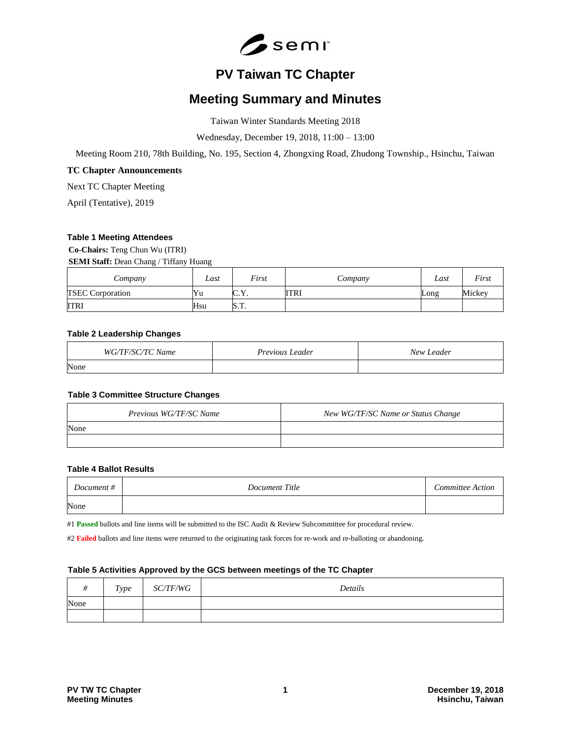# PV Taiwan TC Chapter

# Meeting Summary and Minutes

Taiwan Winter Standards Meeting 2018

Wednesday, December 19, 2018, 11:00 – 13:00

Meeting Room 210, 78th Building, No. 195, Section 4, Zhongxing Road, Zhudong Township., Hsinchu, Taiwan

**TC Chapter Announcements**

Next TC Chapter Meeting

April (Tentative), 2019

#### Table 1 Meeting Attendees

**Co-Chairs:** Teng Chun Wu (ITRI)

**SEMI Staff:** Dean Chang / Tiffany Huang

| *Company* | *Last* | *First* | *Company* | *Last* | *First* |
|---|---|---|---|---|---|
| TSEC Corporation | Yu | C.Y. | ITRI | Long | Mickey |
| ITRI | Hsu | S.T. | | | |

#### Table 2 Leadership Changes

| *WG/TF/SC/TC Name* | *Previous Leader* | *New Leader* |
|---|---|---|
| None | | |

#### Table 3 Committee Structure Changes

| *Previous WG/TF/SC Name* | *New WG/TF/SC Name or Status Change* |
|---|---|
| None | |
| | |

#### Table 4 Ballot Results

| *Document #* | *Document Title* | *Committee Action* |
|---|---|---|
| None | | |

#1 **Passed** ballots and line items will be submitted to the ISC Audit & Review Subcommittee for procedural review.

#2 **Failed** ballots and line items were returned to the originating task forces for re-work and re-balloting or abandoning.

#### Table 5 Activities Approved by the GCS between meetings of the TC Chapter

| *#* | *Type* | *SC/TF/WG* | *Details* |
|---|---|---|---|
| None | | | |
| | | | |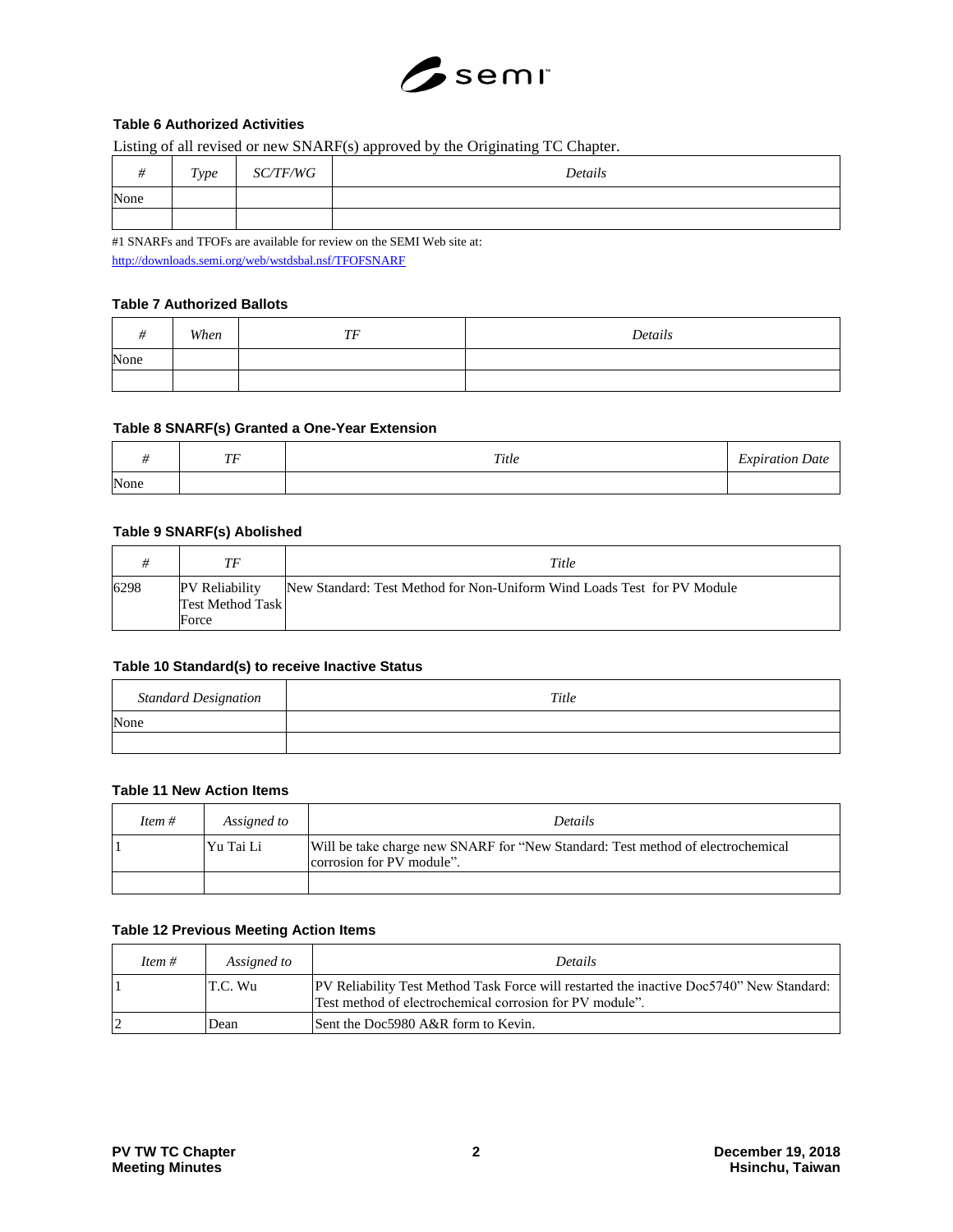**Table 6 Authorized Activities**

Listing of all revised or new SNARF(s) approved by the Originating TC Chapter.

| # | Type | SC/TF/WG | Details |
|---|---|---|---|
| None | | | |
| | | | |

#1 SNARFs and TFOFs are available for review on the SEMI Web site at:
http://downloads.semi.org/web/wstdsbal.nsf/TFOFSNARF

**Table 7 Authorized Ballots**

| # | When | TF | Details |
|---|---|---|---|
| None | | | |
| | | | |

**Table 8 SNARF(s) Granted a One-Year Extension**

| # | TF | Title | Expiration Date |
|---|---|---|---|
| None | | | |

**Table 9 SNARF(s) Abolished**

| # | TF | Title |
|---|---|---|
| 6298 | PV Reliability Test Method Task Force | New Standard: Test Method for Non-Uniform Wind Loads Test for PV Module |

**Table 10 Standard(s) to receive Inactive Status**

| Standard Designation | Title |
|---|---|
| None | |
| | |

**Table 11 New Action Items**

| Item # | Assigned to | Details |
|---|---|---|
| 1 | Yu Tai Li | Will be take charge new SNARF for "New Standard: Test method of electrochemical corrosion for PV module". |
| | | |

**Table 12 Previous Meeting Action Items**

| Item # | Assigned to | Details |
|---|---|---|
| 1 | T.C. Wu | PV Reliability Test Method Task Force will restarted the inactive Doc5740" New Standard: Test method of electrochemical corrosion for PV module". |
| 2 | Dean | Sent the Doc5980 A&R form to Kevin. |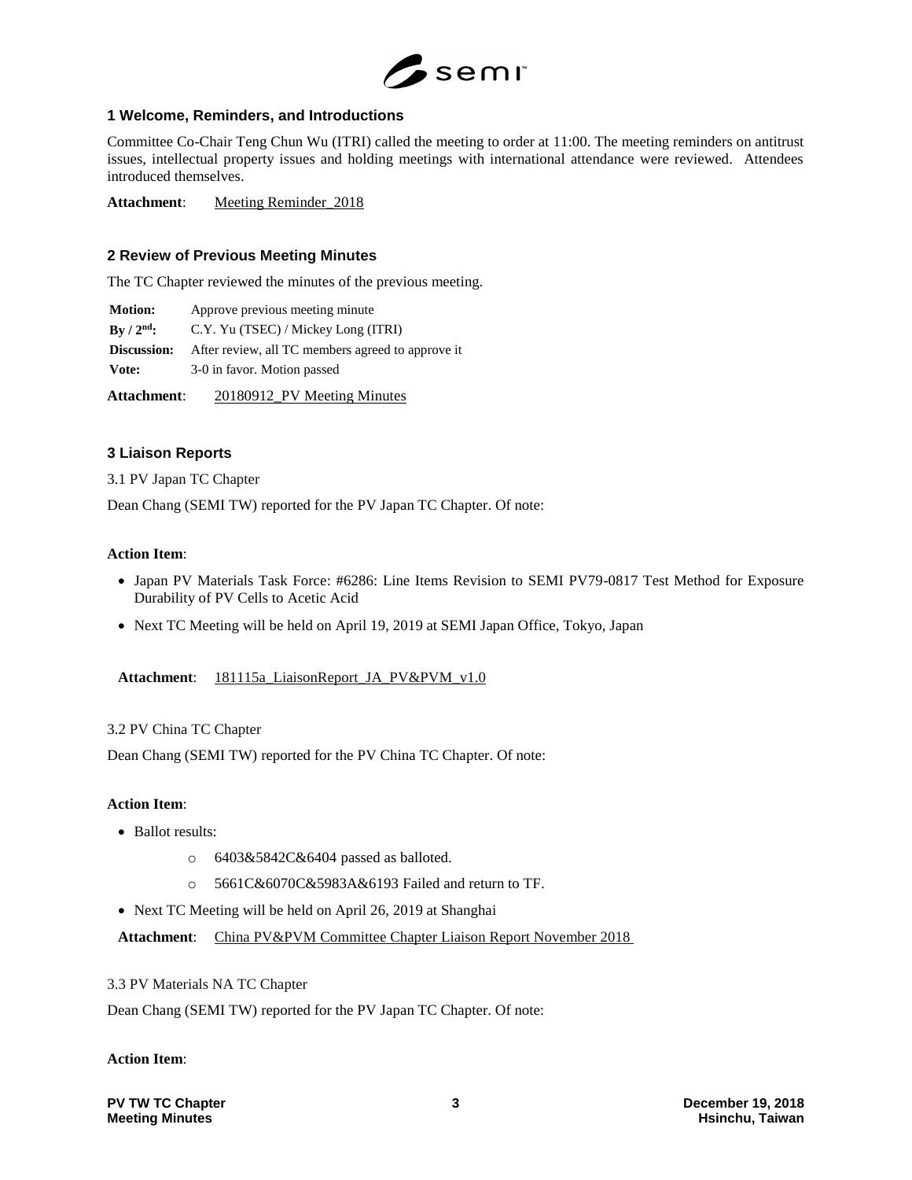## 1 Welcome, Reminders, and Introductions

Committee Co-Chair Teng Chun Wu (ITRI) called the meeting to order at 11:00. The meeting reminders on antitrust issues, intellectual property issues and holding meetings with international attendance were reviewed. Attendees introduced themselves.

**Attachment**: Meeting Reminder_2018

## 2 Review of Previous Meeting Minutes

The TC Chapter reviewed the minutes of the previous meeting.

| | |
|---|---|
| **Motion:** | Approve previous meeting minute |
| **By / 2nd:** | C.Y. Yu (TSEC) / Mickey Long (ITRI) |
| **Discussion:** | After review, all TC members agreed to approve it |
| **Vote:** | 3-0 in favor. Motion passed |

**Attachment**: 20180912_PV Meeting Minutes

## 3 Liaison Reports

3.1 PV Japan TC Chapter

Dean Chang (SEMI TW) reported for the PV Japan TC Chapter. Of note:

**Action Item**:

- Japan PV Materials Task Force: #6286: Line Items Revision to SEMI PV79-0817 Test Method for Exposure Durability of PV Cells to Acetic Acid
- Next TC Meeting will be held on April 19, 2019 at SEMI Japan Office, Tokyo, Japan

**Attachment**: 181115a_LiaisonReport_JA_PV&PVM_v1.0

3.2 PV China TC Chapter

Dean Chang (SEMI TW) reported for the PV China TC Chapter. Of note:

**Action Item**:

- Ballot results:
  - 6403&5842C&6404 passed as balloted.
  - 5661C&6070C&5983A&6193 Failed and return to TF.
- Next TC Meeting will be held on April 26, 2019 at Shanghai

**Attachment**: China PV&PVM Committee Chapter Liaison Report November 2018

3.3 PV Materials NA TC Chapter

Dean Chang (SEMI TW) reported for the PV Japan TC Chapter. Of note:

**Action Item**: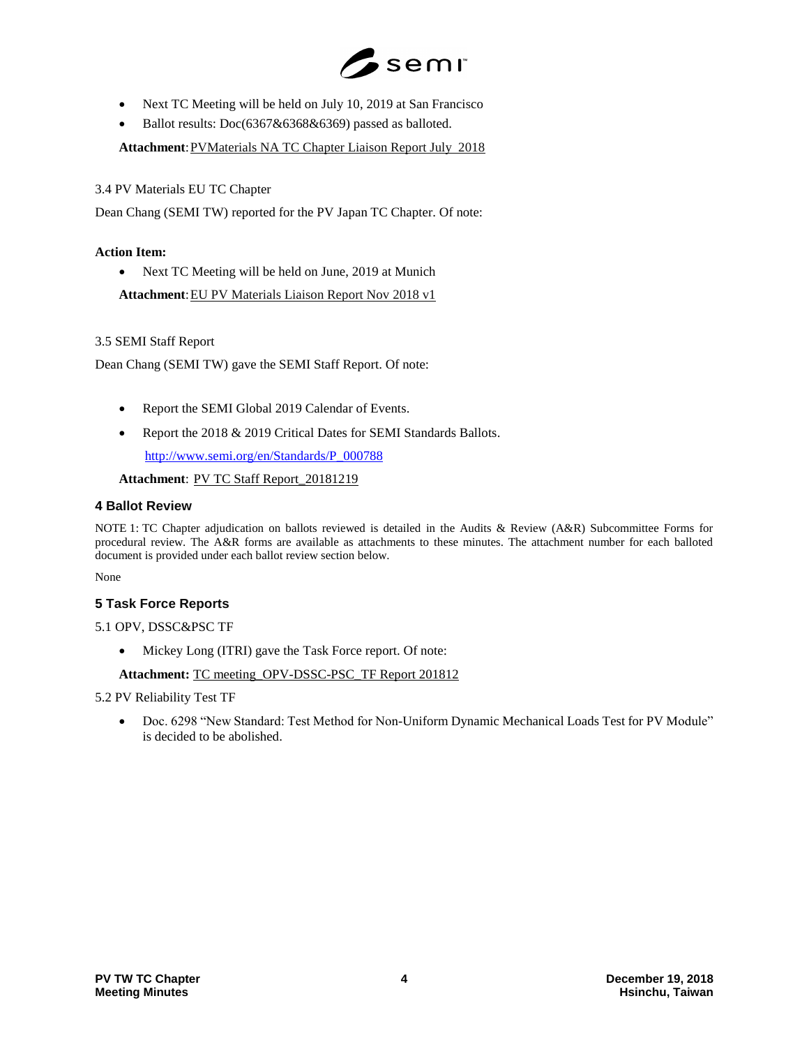- Next TC Meeting will be held on July 10, 2019 at San Francisco
- Ballot results: Doc(6367&6368&6369) passed as balloted.

**Attachment**: PVMaterials NA TC Chapter Liaison Report July 2018

3.4 PV Materials EU TC Chapter

Dean Chang (SEMI TW) reported for the PV Japan TC Chapter. Of note:

**Action Item:**

- Next TC Meeting will be held on June, 2019 at Munich

**Attachment**: EU PV Materials Liaison Report Nov 2018 v1

3.5 SEMI Staff Report

Dean Chang (SEMI TW) gave the SEMI Staff Report. Of note:

- Report the SEMI Global 2019 Calendar of Events.
- Report the 2018 & 2019 Critical Dates for SEMI Standards Ballots.

  http://www.semi.org/en/Standards/P_000788

**Attachment**: PV TC Staff Report_20181219

## 4 Ballot Review

NOTE 1: TC Chapter adjudication on ballots reviewed is detailed in the Audits & Review (A&R) Subcommittee Forms for procedural review. The A&R forms are available as attachments to these minutes. The attachment number for each balloted document is provided under each ballot review section below.

None

## 5 Task Force Reports

5.1 OPV, DSSC&PSC TF

- Mickey Long (ITRI) gave the Task Force report. Of note:

**Attachment:** TC meeting_OPV-DSSC-PSC_TF Report 201812

5.2 PV Reliability Test TF

- Doc. 6298 "New Standard: Test Method for Non-Uniform Dynamic Mechanical Loads Test for PV Module" is decided to be abolished.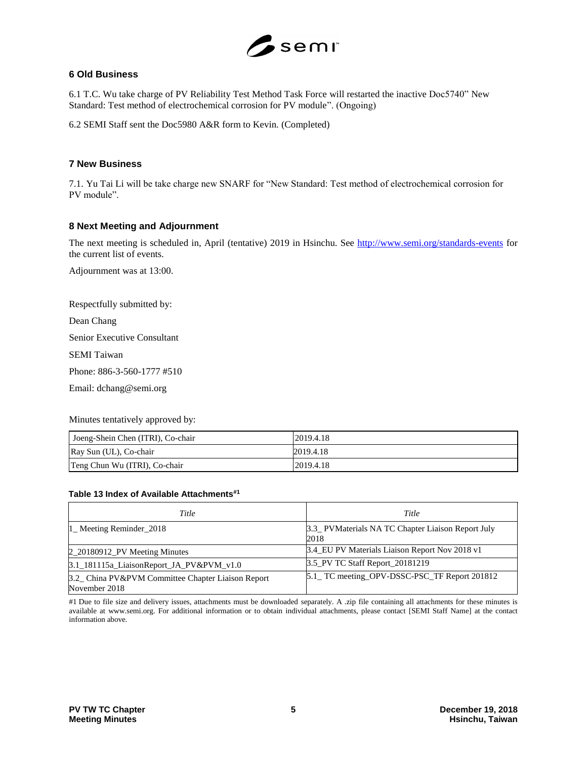## 6 Old Business

6.1 T.C. Wu take charge of PV Reliability Test Method Task Force will restarted the inactive Doc5740" New Standard: Test method of electrochemical corrosion for PV module". (Ongoing)

6.2 SEMI Staff sent the Doc5980 A&R form to Kevin. (Completed)

## 7 New Business

7.1. Yu Tai Li will be take charge new SNARF for "New Standard: Test method of electrochemical corrosion for PV module".

## 8 Next Meeting and Adjournment

The next meeting is scheduled in, April (tentative) 2019 in Hsinchu. See http://www.semi.org/standards-events for the current list of events.

Adjournment was at 13:00.

Respectfully submitted by:

Dean Chang

Senior Executive Consultant

SEMI Taiwan

Phone: 886-3-560-1777 #510

Email: dchang@semi.org

Minutes tentatively approved by:

| | |
|---|---|
| Joeng-Shein Chen (ITRI), Co-chair | 2019.4.18 |
| Ray Sun (UL), Co-chair | 2019.4.18 |
| Teng Chun Wu (ITRI), Co-chair | 2019.4.18 |

**Table 13 Index of Available Attachments[#1]**

| *Title* | *Title* |
|---|---|
| 1_ Meeting Reminder_2018 | 3.3_ PVMaterials NA TC Chapter Liaison Report July 2018 |
| 2_20180912_PV Meeting Minutes | 3.4_EU PV Materials Liaison Report Nov 2018 v1 |
| 3.1_181115a_LiaisonReport_JA_PV&PVM_v1.0 | 3.5_PV TC Staff Report_20181219 |
| 3.2_ China PV&PVM Committee Chapter Liaison Report November 2018 | 5.1_ TC meeting_OPV-DSSC-PSC_TF Report 201812 |

#1 Due to file size and delivery issues, attachments must be downloaded separately. A .zip file containing all attachments for these minutes is available at www.semi.org. For additional information or to obtain individual attachments, please contact [SEMI Staff Name] at the contact information above.